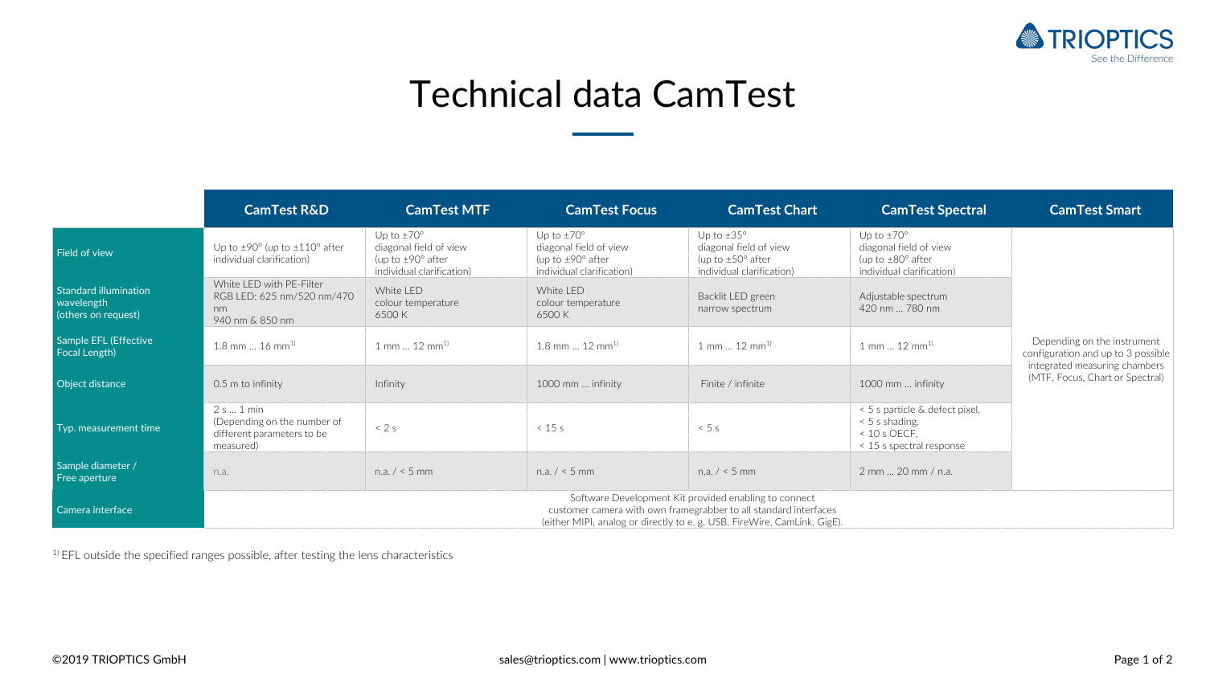# Technical data CamTest

| | CamTest R&D | CamTest MTF | CamTest Focus | CamTest Chart | CamTest Spectral | CamTest Smart |
|---|---|---|---|---|---|---|
| Field of view | Up to ±90° (up to ±110° after individual clarification) | Up to ±70° diagonal field of view (up to ±90° after individual clarification) | Up to ±70° diagonal field of view (up to ±90° after individual clarification) | Up to ±35° diagonal field of view (up to ±50° after individual clarification) | Up to ±70° diagonal field of view (up to ±80° after individual clarification) | Depending on the instrument configuration and up to 3 possible integrated measuring chambers (MTF, Focus, Chart or Spectral) |
| Standard illumination wavelength (others on request) | White LED with PE-Filter RGB LED: 625 nm/520 nm/470 nm 940 nm & 850 nm | White LED colour temperature 6500 K | White LED colour temperature 6500 K | Backlit LED green narrow spectrum | Adjustable spectrum 420 nm … 780 nm | |
| Sample EFL (Effective Focal Length) | 1.8 mm … 16 mm[1] | 1 mm … 12 mm[1] | 1.8 mm … 12 mm[1] | 1 mm … 12 mm[1] | 1 mm … 12 mm[1] | |
| Object distance | 0.5 m to infinity | Infinity | 1000 mm … infinity | Finite / infinite | 1000 mm … infinity | |
| Typ. measurement time | 2 s … 1 min (Depending on the number of different parameters to be measured) | < 2 s | < 15 s | < 5 s | < 5 s particle & defect pixel, < 5 s shading, < 10 s OECF, < 15 s spectral response | |
| Sample diameter / Free aperture | n.a. | n.a. / < 5 mm | n.a. / < 5 mm | n.a. / < 5 mm | 2 mm … 20 mm / n.a. | |
| Camera interface | Software Development Kit provided enabling to connect customer camera with own framegrabber to all standard interfaces (either MIPI, analog or directly to e. g. USB, FireWire, CamLink, GigE). | | | | | |

[1] EFL outside the specified ranges possible, after testing the lens characteristics

©2019 TRIOPTICS GmbH sales@trioptics.com | www.trioptics.com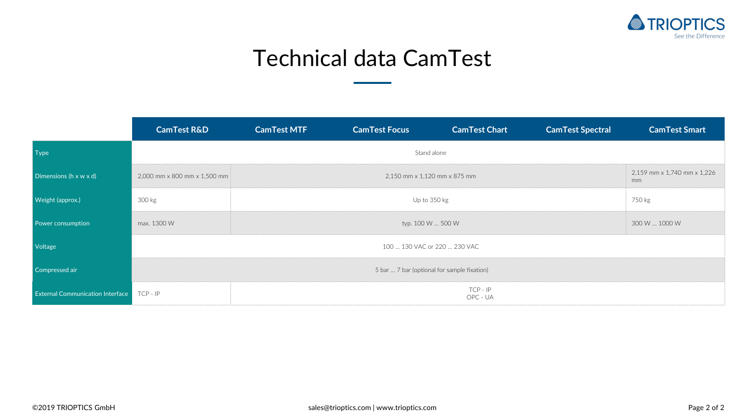# Technical data CamTest

| | CamTest R&D | CamTest MTF | CamTest Focus | CamTest Chart | CamTest Spectral | CamTest Smart |
|---|---|---|---|---|---|---|
| Type | Stand alone | | | | | |
| Dimensions (h x w x d) | 2,000 mm x 800 mm x 1,500 mm | 2,150 mm x 1,120 mm x 875 mm | | | | 2,159 mm x 1,740 mm x 1,226 mm |
| Weight (approx.) | 300 kg | Up to 350 kg | | | | 750 kg |
| Power consumption | max. 1300 W | typ. 100 W ... 500 W | | | | 300 W ... 1000 W |
| Voltage | 100 ... 130 VAC or 220 ... 230 VAC | | | | | |
| Compressed air | 5 bar ... 7 bar (optional for sample fixation) | | | | | |
| External Communication Interface | TCP - IP | TCP - IP<br>OPC - UA | | | | |

©2019 TRIOPTICS GmbH

sales@trioptics.com | www.trioptics.com